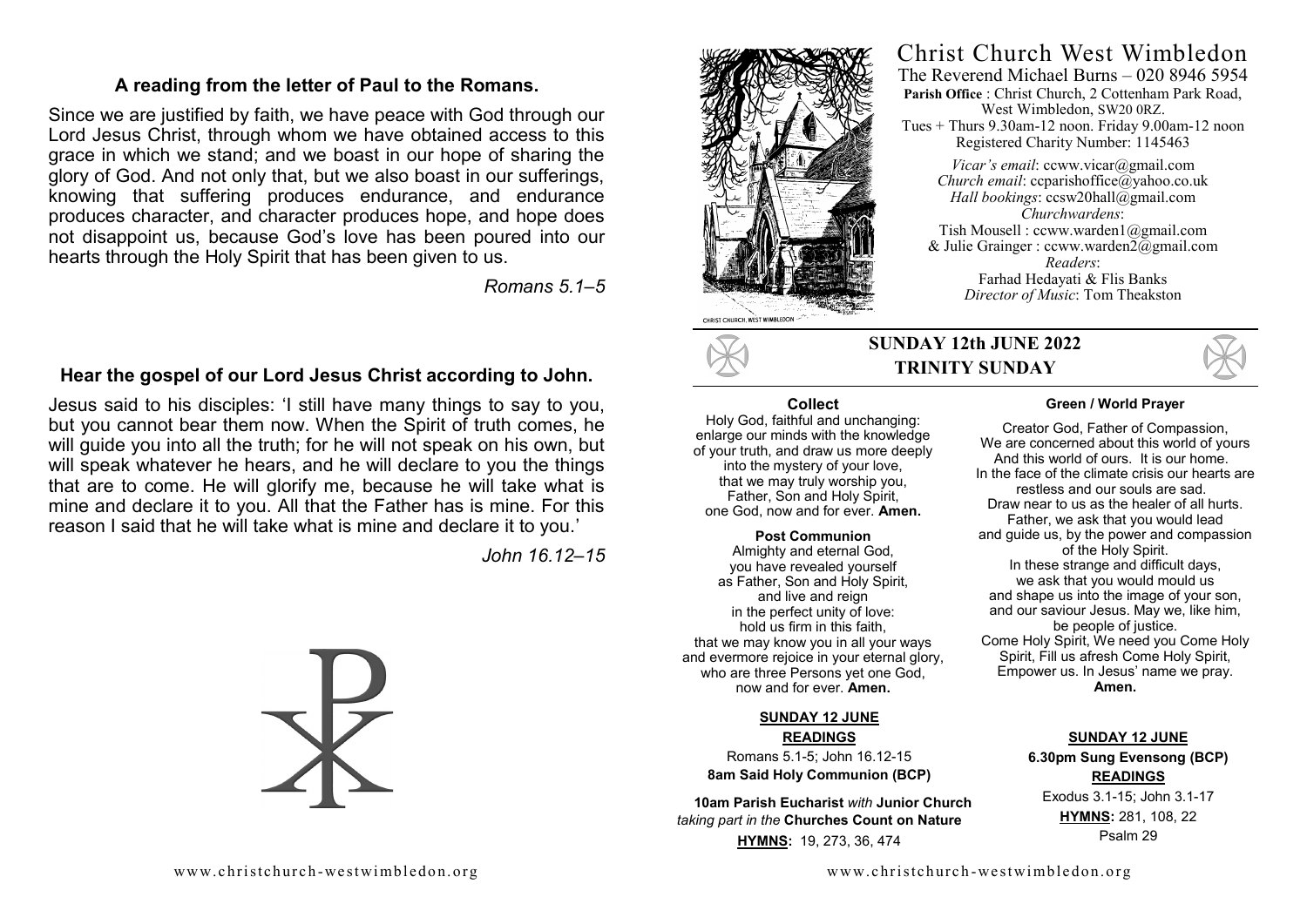### A reading from the letter of Paul to the Romans.

Since we are justified by faith, we have peace with God through our Lord Jesus Christ, through whom we have obtained access to this grace in which we stand; and we boast in our hope of sharing the glory of God. And not only that, but we also boast in our sufferings, knowing that suffering produces endurance, and endurance produces character, and character produces hope, and hope does not disappoint us, because God's love has been poured into our hearts through the Holy Spirit that has been given to us.

*Romans 5.1–5*

### Hear the gospel of our Lord Jesus Christ according to John.

Jesus said to his disciples: 'I still have many things to say to you, but you cannot bear them now. When the Spirit of truth comes, he will guide you into all the truth; for he will not speak on his own, but will speak whatever he hears, and he will declare to you the things that are to come. He will glorify me, because he will take what is mine and declare it to you. All that the Father has is mine. For this reason I said that he will take what is mine and declare it to you.'

*John 16.12–15*

www.christchurch-westwimbledon.org

# Christ Church West Wimbledon

The Reverend Michael Burns – 020 8946 5954

**Parish Office** : Christ Church, 2 Cottenham Park Road, West Wimbledon, SW20 0RZ.

Tues + Thurs 9.30am-12 noon. Friday 9.00am-12 noon

Registered Charity Number: 1145463

*Vicar's email*: ccww.vicar@gmail.com

*Church email*: ccparishoffice@yahoo.co.uk

*Hall bookings*: ccsw20hall@gmail.com

*Churchwardens*:

Tish Mousell : ccww.warden1@gmail.com

& Julie Grainger : ccww.warden2@gmail.com

*Readers*:

Farhad Hedayati & Flis Banks

*Director of Music*: Tom Theakston

CHRIST CHURCH, WEST WIMBLEDON

## SUNDAY 12th JUNE 2022
## TRINITY SUNDAY

**Collect**

Holy God, faithful and unchanging:
enlarge our minds with the knowledge
of your truth, and draw us more deeply
into the mystery of your love,
that we may truly worship you,
Father, Son and Holy Spirit,
one God, now and for ever. **Amen.**

**Post Communion**

Almighty and eternal God,
you have revealed yourself
as Father, Son and Holy Spirit,
and live and reign
in the perfect unity of love:
hold us firm in this faith,
that we may know you in all your ways
and evermore rejoice in your eternal glory,
who are three Persons yet one God,
now and for ever. **Amen.**

**Green / World Prayer**

Creator God, Father of Compassion,
We are concerned about this world of yours
And this world of ours. It is our home.
In the face of the climate crisis our hearts are
restless and our souls are sad.
Draw near to us as the healer of all hurts.
Father, we ask that you would lead
and guide us, by the power and compassion
of the Holy Spirit.
In these strange and difficult days,
we ask that you would mould us
and shape us into the image of your son,
and our saviour Jesus. May we, like him,
be people of justice.
Come Holy Spirit, We need you Come Holy
Spirit, Fill us afresh Come Holy Spirit,
Empower us. In Jesus' name we pray.
**Amen.**

**SUNDAY 12 JUNE**

**READINGS**

Romans 5.1-5; John 16.12-15

**8am Said Holy Communion (BCP)**

**10am Parish Eucharist** *with* **Junior Church** *taking part in the* **Churches Count on Nature**

**HYMNS:** 19, 273, 36, 474

**SUNDAY 12 JUNE**

**6.30pm Sung Evensong (BCP)**

**READINGS**

Exodus 3.1-15; John 3.1-17

**HYMNS:** 281, 108, 22

Psalm 29

www.christchurch-westwimbledon.org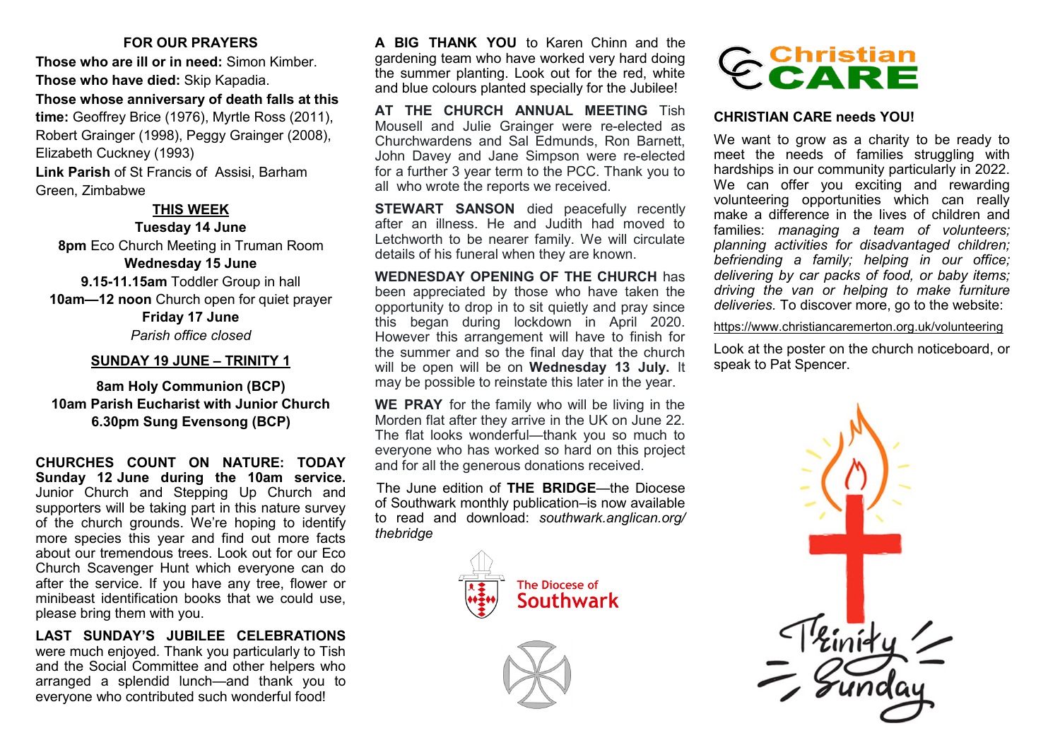## FOR OUR PRAYERS

**Those who are ill or in need:** Simon Kimber.
**Those who have died:** Skip Kapadia.
**Those whose anniversary of death falls at this time:** Geoffrey Brice (1976), Myrtle Ross (2011), Robert Grainger (1998), Peggy Grainger (2008), Elizabeth Cuckney (1993)
**Link Parish** of St Francis of Assisi, Barham Green, Zimbabwe

## THIS WEEK

**Tuesday 14 June**
**8pm** Eco Church Meeting in Truman Room
**Wednesday 15 June**
**9.15-11.15am** Toddler Group in hall
**10am—12 noon** Church open for quiet prayer
**Friday 17 June**
*Parish office closed*

## SUNDAY 19 JUNE – TRINITY 1

**8am Holy Communion (BCP)**
**10am Parish Eucharist with Junior Church**
**6.30pm Sung Evensong (BCP)**

**CHURCHES COUNT ON NATURE: TODAY Sunday 12 June during the 10am service.** Junior Church and Stepping Up Church and supporters will be taking part in this nature survey of the church grounds. We're hoping to identify more species this year and find out more facts about our tremendous trees. Look out for our Eco Church Scavenger Hunt which everyone can do after the service. If you have any tree, flower or minibeast identification books that we could use, please bring them with you.

**LAST SUNDAY'S JUBILEE CELEBRATIONS** were much enjoyed. Thank you particularly to Tish and the Social Committee and other helpers who arranged a splendid lunch—and thank you to everyone who contributed such wonderful food!

**A BIG THANK YOU** to Karen Chinn and the gardening team who have worked very hard doing the summer planting. Look out for the red, white and blue colours planted specially for the Jubilee!

**AT THE CHURCH ANNUAL MEETING** Tish Mousell and Julie Grainger were re-elected as Churchwardens and Sal Edmunds, Ron Barnett, John Davey and Jane Simpson were re-elected for a further 3 year term to the PCC. Thank you to all who wrote the reports we received.

**STEWART SANSON** died peacefully recently after an illness. He and Judith had moved to Letchworth to be nearer family. We will circulate details of his funeral when they are known.

**WEDNESDAY OPENING OF THE CHURCH** has been appreciated by those who have taken the opportunity to drop in to sit quietly and pray since this began during lockdown in April 2020. However this arrangement will have to finish for the summer and so the final day that the church will be open will be on **Wednesday 13 July.** It may be possible to reinstate this later in the year.

**WE PRAY** for the family who will be living in the Morden flat after they arrive in the UK on June 22. The flat looks wonderful—thank you so much to everyone who has worked so hard on this project and for all the generous donations received.

The June edition of **THE BRIDGE**—the Diocese of Southwark monthly publication–is now available to read and download: *southwark.anglican.org/thebridge*

The Diocese of Southwark

Christian CARE

## CHRISTIAN CARE needs YOU!

We want to grow as a charity to be ready to meet the needs of families struggling with hardships in our community particularly in 2022. We can offer you exciting and rewarding volunteering opportunities which can really make a difference in the lives of children and families: *managing a team of volunteers; planning activities for disadvantaged children; befriending a family; helping in our office; delivering by car packs of food, or baby items; driving the van or helping to make furniture deliveries.* To discover more, go to the website:

https://www.christiancaremerton.org.uk/volunteering

Look at the poster on the church noticeboard, or speak to Pat Spencer.

Trinity Sunday